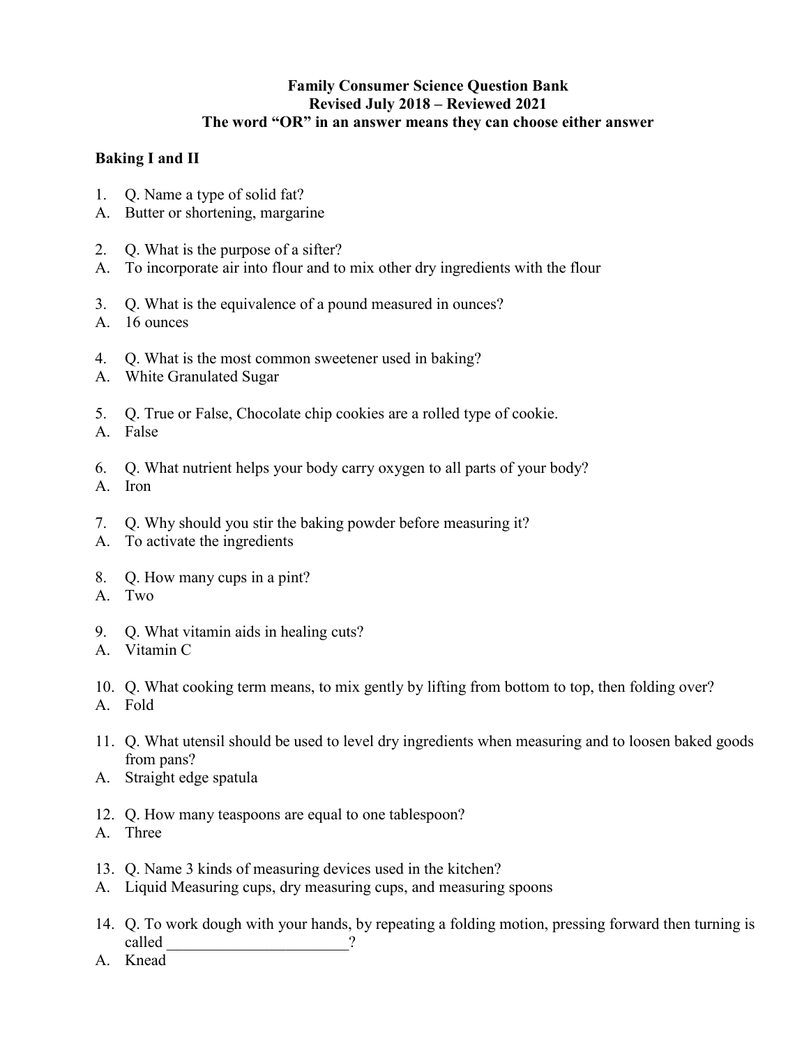**Family Consumer Science Question Bank**
**Revised July 2018 – Reviewed 2021**
**The word "OR" in an answer means they can choose either answer**

## Baking I and II

1. Q. Name a type of solid fat?
A. Butter or shortening, margarine

2. Q. What is the purpose of a sifter?
A. To incorporate air into flour and to mix other dry ingredients with the flour

3. Q. What is the equivalence of a pound measured in ounces?
A. 16 ounces

4. Q. What is the most common sweetener used in baking?
A. White Granulated Sugar

5. Q. True or False, Chocolate chip cookies are a rolled type of cookie.
A. False

6. Q. What nutrient helps your body carry oxygen to all parts of your body?
A. Iron

7. Q. Why should you stir the baking powder before measuring it?
A. To activate the ingredients

8. Q. How many cups in a pint?
A. Two

9. Q. What vitamin aids in healing cuts?
A. Vitamin C

10. Q. What cooking term means, to mix gently by lifting from bottom to top, then folding over?
A. Fold

11. Q. What utensil should be used to level dry ingredients when measuring and to loosen baked goods from pans?
A. Straight edge spatula

12. Q. How many teaspoons are equal to one tablespoon?
A. Three

13. Q. Name 3 kinds of measuring devices used in the kitchen?
A. Liquid Measuring cups, dry measuring cups, and measuring spoons

14. Q. To work dough with your hands, by repeating a folding motion, pressing forward then turning is called ______________________?
A. Knead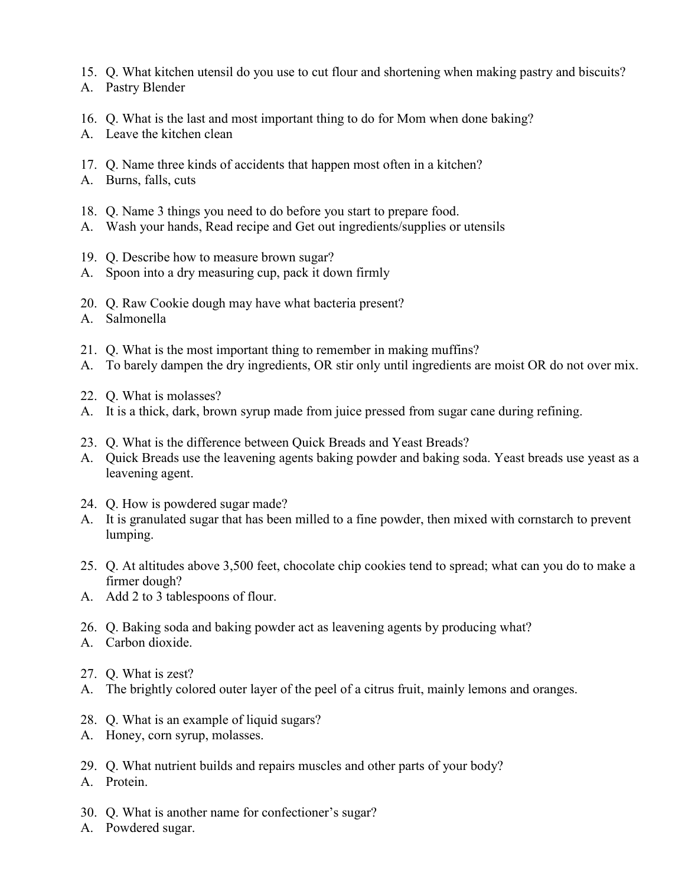15. Q. What kitchen utensil do you use to cut flour and shortening when making pastry and biscuits?
A. Pastry Blender

16. Q. What is the last and most important thing to do for Mom when done baking?
A. Leave the kitchen clean

17. Q. Name three kinds of accidents that happen most often in a kitchen?
A. Burns, falls, cuts

18. Q. Name 3 things you need to do before you start to prepare food.
A. Wash your hands, Read recipe and Get out ingredients/supplies or utensils

19. Q. Describe how to measure brown sugar?
A. Spoon into a dry measuring cup, pack it down firmly

20. Q. Raw Cookie dough may have what bacteria present?
A. Salmonella

21. Q. What is the most important thing to remember in making muffins?
A. To barely dampen the dry ingredients, OR stir only until ingredients are moist OR do not over mix.

22. Q. What is molasses?
A. It is a thick, dark, brown syrup made from juice pressed from sugar cane during refining.

23. Q. What is the difference between Quick Breads and Yeast Breads?
A. Quick Breads use the leavening agents baking powder and baking soda. Yeast breads use yeast as a leavening agent.

24. Q. How is powdered sugar made?
A. It is granulated sugar that has been milled to a fine powder, then mixed with cornstarch to prevent lumping.

25. Q. At altitudes above 3,500 feet, chocolate chip cookies tend to spread; what can you do to make a firmer dough?
A. Add 2 to 3 tablespoons of flour.

26. Q. Baking soda and baking powder act as leavening agents by producing what?
A. Carbon dioxide.

27. Q. What is zest?
A. The brightly colored outer layer of the peel of a citrus fruit, mainly lemons and oranges.

28. Q. What is an example of liquid sugars?
A. Honey, corn syrup, molasses.

29. Q. What nutrient builds and repairs muscles and other parts of your body?
A. Protein.

30. Q. What is another name for confectioner's sugar?
A. Powdered sugar.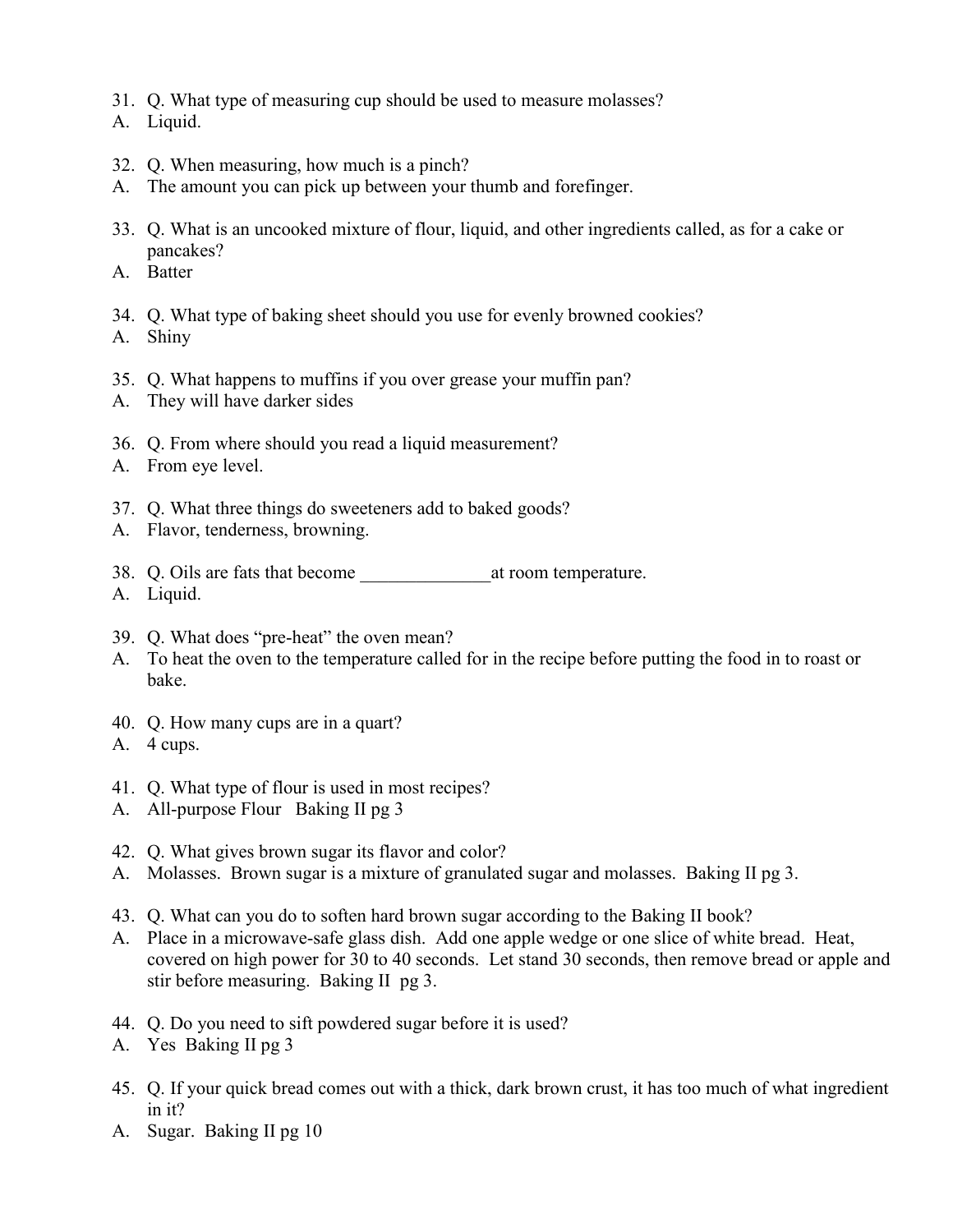31. Q. What type of measuring cup should be used to measure molasses?
A. Liquid.

32. Q. When measuring, how much is a pinch?
A. The amount you can pick up between your thumb and forefinger.

33. Q. What is an uncooked mixture of flour, liquid, and other ingredients called, as for a cake or pancakes?
A. Batter

34. Q. What type of baking sheet should you use for evenly browned cookies?
A. Shiny

35. Q. What happens to muffins if you over grease your muffin pan?
A. They will have darker sides

36. Q. From where should you read a liquid measurement?
A. From eye level.

37. Q. What three things do sweeteners add to baked goods?
A. Flavor, tenderness, browning.

38. Q. Oils are fats that become ______________at room temperature.
A. Liquid.

39. Q. What does "pre-heat" the oven mean?
A. To heat the oven to the temperature called for in the recipe before putting the food in to roast or bake.

40. Q. How many cups are in a quart?
A. 4 cups.

41. Q. What type of flour is used in most recipes?
A. All-purpose Flour Baking II pg 3

42. Q. What gives brown sugar its flavor and color?
A. Molasses. Brown sugar is a mixture of granulated sugar and molasses. Baking II pg 3.

43. Q. What can you do to soften hard brown sugar according to the Baking II book?
A. Place in a microwave-safe glass dish. Add one apple wedge or one slice of white bread. Heat, covered on high power for 30 to 40 seconds. Let stand 30 seconds, then remove bread or apple and stir before measuring. Baking II pg 3.

44. Q. Do you need to sift powdered sugar before it is used?
A. Yes Baking II pg 3

45. Q. If your quick bread comes out with a thick, dark brown crust, it has too much of what ingredient in it?
A. Sugar. Baking II pg 10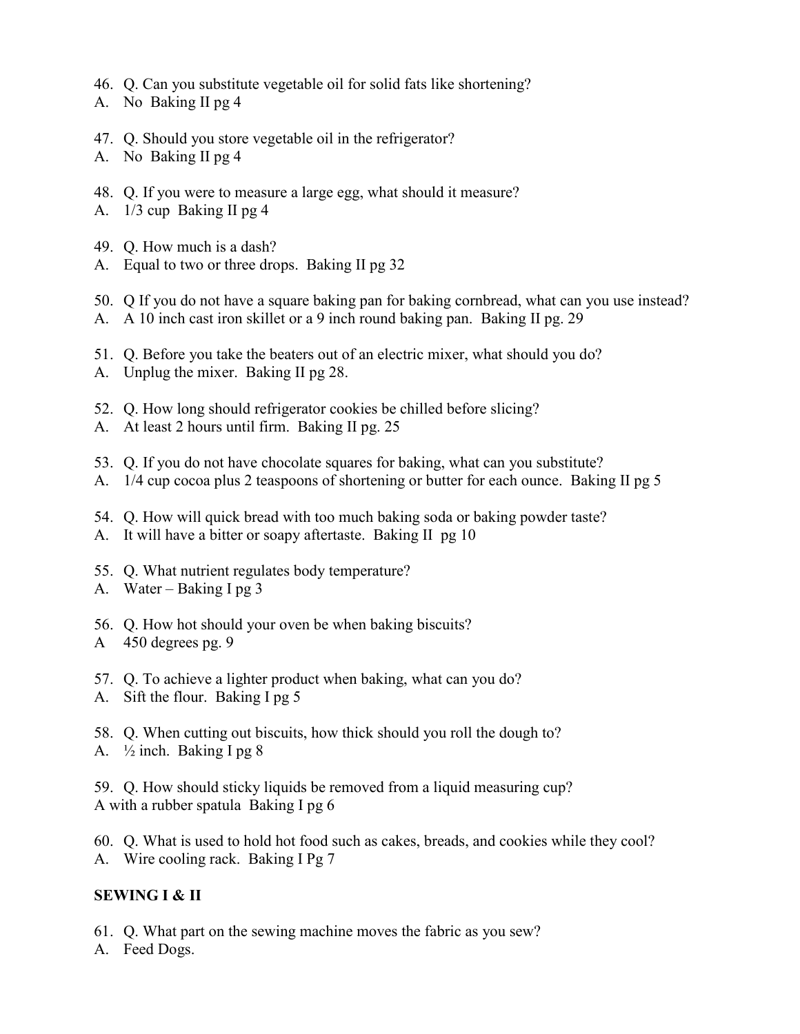46. Q. Can you substitute vegetable oil for solid fats like shortening?
A. No  Baking II pg 4

47. Q. Should you store vegetable oil in the refrigerator?
A. No  Baking II pg 4

48. Q. If you were to measure a large egg, what should it measure?
A. 1/3 cup  Baking II pg 4

49. Q. How much is a dash?
A. Equal to two or three drops.  Baking II pg 32

50. Q If you do not have a square baking pan for baking cornbread, what can you use instead?
A. A 10 inch cast iron skillet or a 9 inch round baking pan.  Baking II pg. 29

51. Q. Before you take the beaters out of an electric mixer, what should you do?
A. Unplug the mixer.  Baking II pg 28.

52. Q. How long should refrigerator cookies be chilled before slicing?
A. At least 2 hours until firm.  Baking II pg. 25

53. Q. If you do not have chocolate squares for baking, what can you substitute?
A. 1/4 cup cocoa plus 2 teaspoons of shortening or butter for each ounce.  Baking II pg 5

54. Q. How will quick bread with too much baking soda or baking powder taste?
A. It will have a bitter or soapy aftertaste.  Baking II  pg 10

55. Q. What nutrient regulates body temperature?
A. Water – Baking I pg 3

56. Q. How hot should your oven be when baking biscuits?
A 450 degrees pg. 9

57. Q. To achieve a lighter product when baking, what can you do?
A. Sift the flour.  Baking I pg 5

58. Q. When cutting out biscuits, how thick should you roll the dough to?
A. ½ inch.  Baking I pg 8

59. Q. How should sticky liquids be removed from a liquid measuring cup?
A with a rubber spatula  Baking I pg 6

60. Q. What is used to hold hot food such as cakes, breads, and cookies while they cool?
A. Wire cooling rack.  Baking I Pg 7

**SEWING I & II**

61. Q. What part on the sewing machine moves the fabric as you sew?
A. Feed Dogs.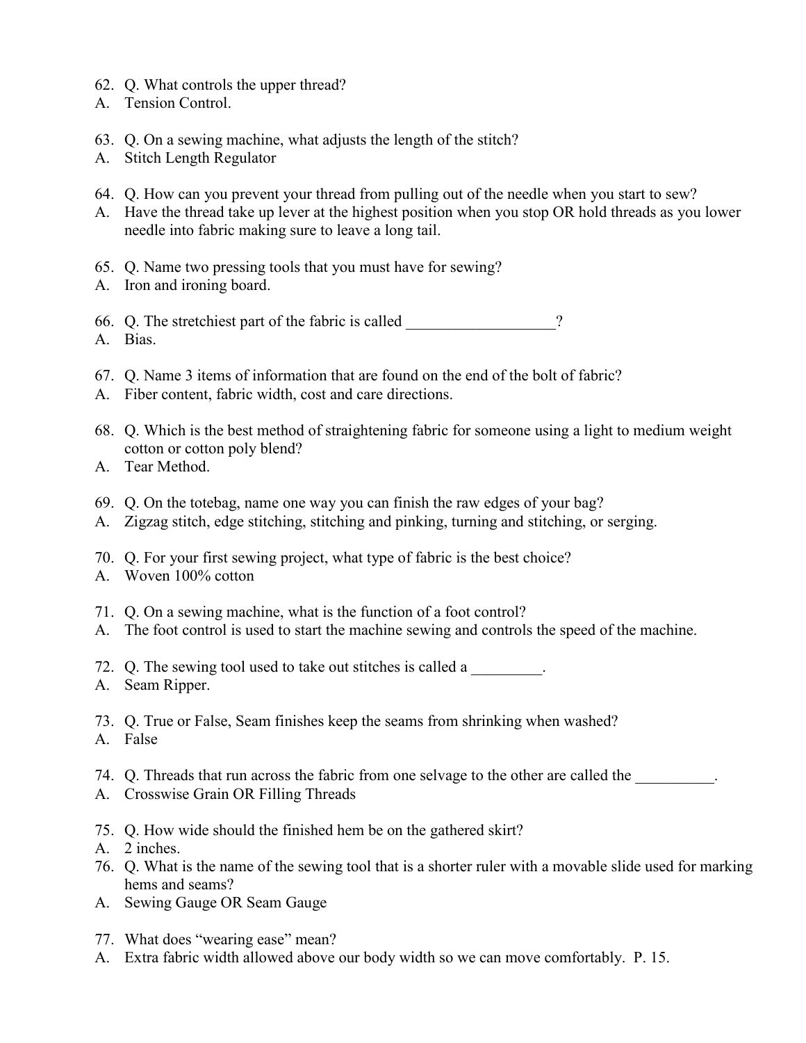62. Q. What controls the upper thread?
A. Tension Control.

63. Q. On a sewing machine, what adjusts the length of the stitch?
A. Stitch Length Regulator

64. Q. How can you prevent your thread from pulling out of the needle when you start to sew?
A. Have the thread take up lever at the highest position when you stop OR hold threads as you lower needle into fabric making sure to leave a long tail.

65. Q. Name two pressing tools that you must have for sewing?
A. Iron and ironing board.

66. Q. The stretchiest part of the fabric is called ___________________?
A. Bias.

67. Q. Name 3 items of information that are found on the end of the bolt of fabric?
A. Fiber content, fabric width, cost and care directions.

68. Q. Which is the best method of straightening fabric for someone using a light to medium weight cotton or cotton poly blend?
A. Tear Method.

69. Q. On the totebag, name one way you can finish the raw edges of your bag?
A. Zigzag stitch, edge stitching, stitching and pinking, turning and stitching, or serging.

70. Q. For your first sewing project, what type of fabric is the best choice?
A. Woven 100% cotton

71. Q. On a sewing machine, what is the function of a foot control?
A. The foot control is used to start the machine sewing and controls the speed of the machine.

72. Q. The sewing tool used to take out stitches is called a _________.
A. Seam Ripper.

73. Q. True or False, Seam finishes keep the seams from shrinking when washed?
A. False

74. Q. Threads that run across the fabric from one selvage to the other are called the __________.
A. Crosswise Grain OR Filling Threads

75. Q. How wide should the finished hem be on the gathered skirt?
A. 2 inches.

76. Q. What is the name of the sewing tool that is a shorter ruler with a movable slide used for marking hems and seams?
A. Sewing Gauge OR Seam Gauge

77. What does "wearing ease" mean?
A. Extra fabric width allowed above our body width so we can move comfortably. P. 15.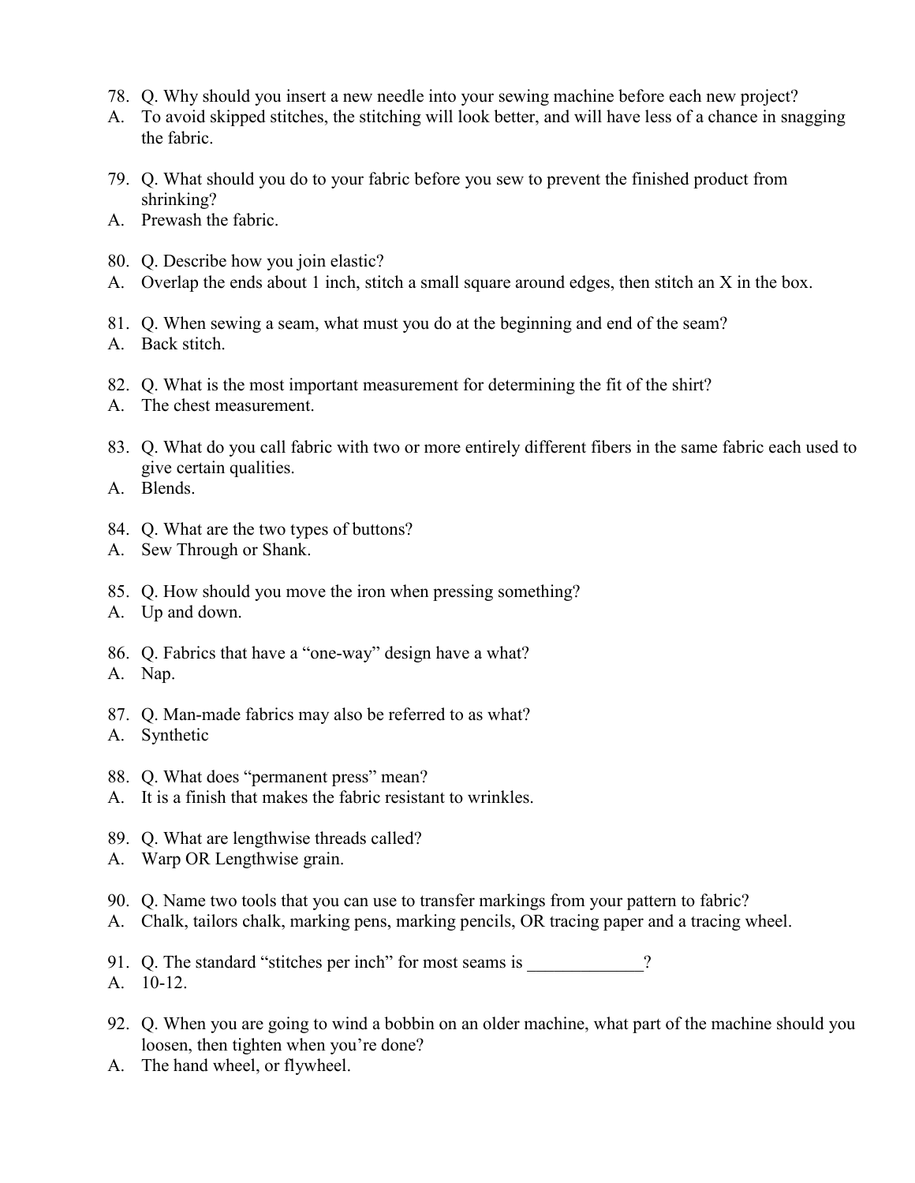78. Q. Why should you insert a new needle into your sewing machine before each new project?
A. To avoid skipped stitches, the stitching will look better, and will have less of a chance in snagging the fabric.

79. Q. What should you do to your fabric before you sew to prevent the finished product from shrinking?
A. Prewash the fabric.

80. Q. Describe how you join elastic?
A. Overlap the ends about 1 inch, stitch a small square around edges, then stitch an X in the box.

81. Q. When sewing a seam, what must you do at the beginning and end of the seam?
A. Back stitch.

82. Q. What is the most important measurement for determining the fit of the shirt?
A. The chest measurement.

83. Q. What do you call fabric with two or more entirely different fibers in the same fabric each used to give certain qualities.
A. Blends.

84. Q. What are the two types of buttons?
A. Sew Through or Shank.

85. Q. How should you move the iron when pressing something?
A. Up and down.

86. Q. Fabrics that have a "one-way" design have a what?
A. Nap.

87. Q. Man-made fabrics may also be referred to as what?
A. Synthetic

88. Q. What does "permanent press" mean?
A. It is a finish that makes the fabric resistant to wrinkles.

89. Q. What are lengthwise threads called?
A. Warp OR Lengthwise grain.

90. Q. Name two tools that you can use to transfer markings from your pattern to fabric?
A. Chalk, tailors chalk, marking pens, marking pencils, OR tracing paper and a tracing wheel.

91. Q. The standard "stitches per inch" for most seams is _____________?
A. 10-12.

92. Q. When you are going to wind a bobbin on an older machine, what part of the machine should you loosen, then tighten when you're done?
A. The hand wheel, or flywheel.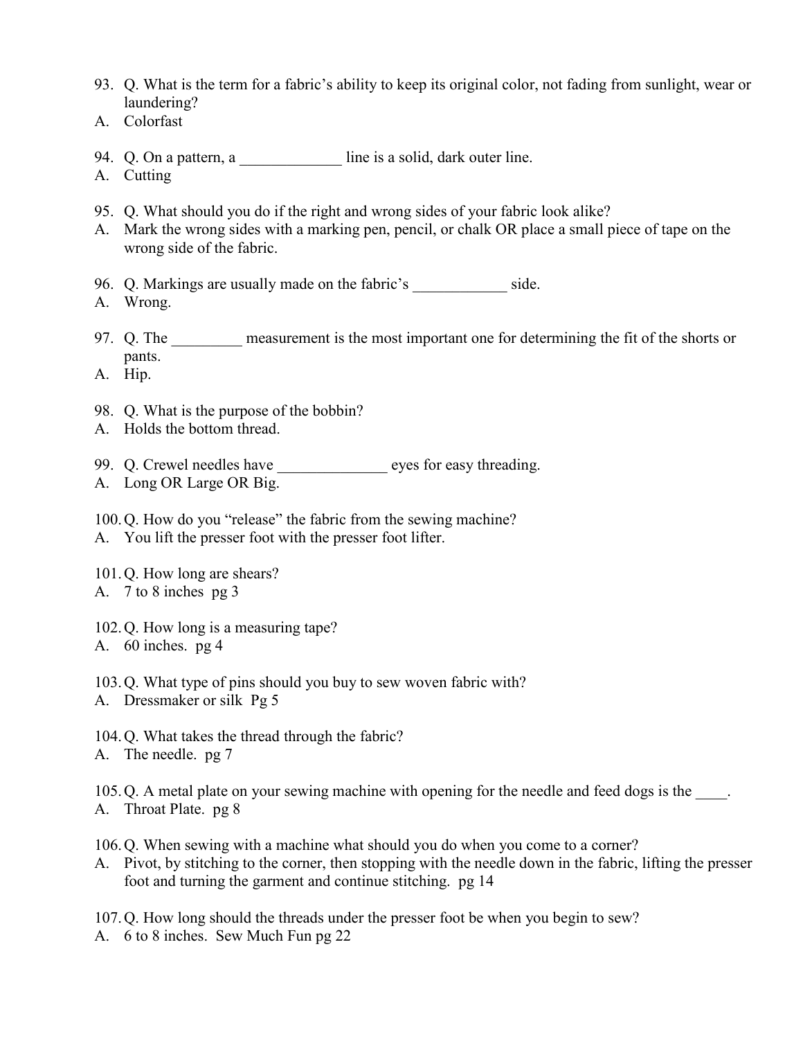93. Q. What is the term for a fabric's ability to keep its original color, not fading from sunlight, wear or laundering?
A. Colorfast

94. Q. On a pattern, a _____________ line is a solid, dark outer line.
A. Cutting

95. Q. What should you do if the right and wrong sides of your fabric look alike?
A. Mark the wrong sides with a marking pen, pencil, or chalk OR place a small piece of tape on the wrong side of the fabric.

96. Q. Markings are usually made on the fabric's ____________ side.
A. Wrong.

97. Q. The _________ measurement is the most important one for determining the fit of the shorts or pants.
A. Hip.

98. Q. What is the purpose of the bobbin?
A. Holds the bottom thread.

99. Q. Crewel needles have ______________ eyes for easy threading.
A. Long OR Large OR Big.

100. Q. How do you "release" the fabric from the sewing machine?
A. You lift the presser foot with the presser foot lifter.

101. Q. How long are shears?
A. 7 to 8 inches pg 3

102. Q. How long is a measuring tape?
A. 60 inches. pg 4

103. Q. What type of pins should you buy to sew woven fabric with?
A. Dressmaker or silk Pg 5

104. Q. What takes the thread through the fabric?
A. The needle. pg 7

105. Q. A metal plate on your sewing machine with opening for the needle and feed dogs is the ____.
A. Throat Plate. pg 8

106. Q. When sewing with a machine what should you do when you come to a corner?
A. Pivot, by stitching to the corner, then stopping with the needle down in the fabric, lifting the presser foot and turning the garment and continue stitching. pg 14

107. Q. How long should the threads under the presser foot be when you begin to sew?
A. 6 to 8 inches. Sew Much Fun pg 22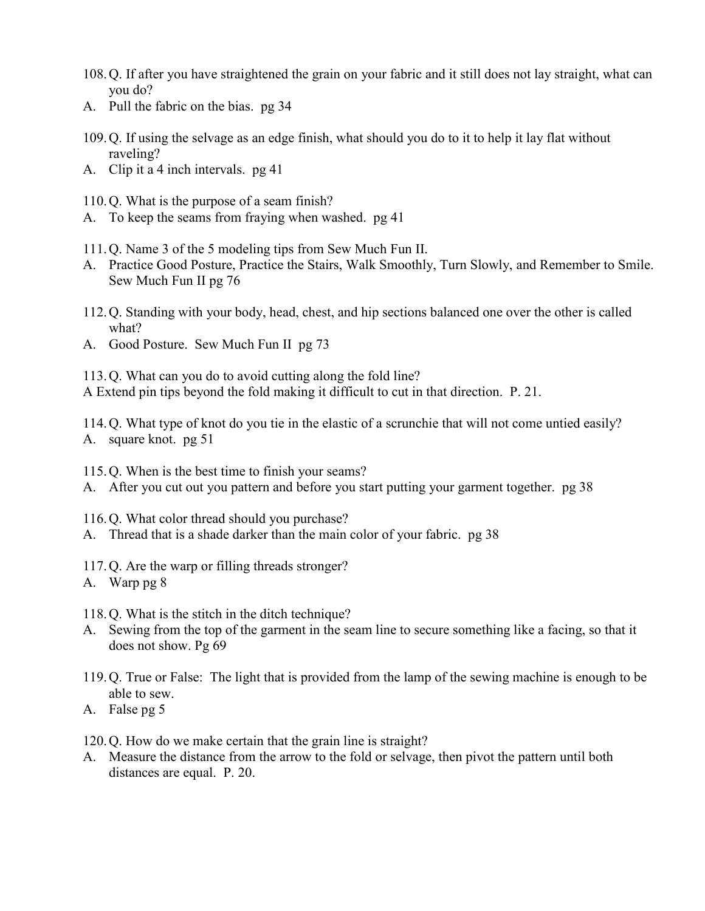108. Q. If after you have straightened the grain on your fabric and it still does not lay straight, what can you do?
A. Pull the fabric on the bias. pg 34

109. Q. If using the selvage as an edge finish, what should you do to it to help it lay flat without raveling?
A. Clip it a 4 inch intervals. pg 41

110. Q. What is the purpose of a seam finish?
A. To keep the seams from fraying when washed. pg 41

111. Q. Name 3 of the 5 modeling tips from Sew Much Fun II.
A. Practice Good Posture, Practice the Stairs, Walk Smoothly, Turn Slowly, and Remember to Smile. Sew Much Fun II pg 76

112. Q. Standing with your body, head, chest, and hip sections balanced one over the other is called what?
A. Good Posture. Sew Much Fun II pg 73

113. Q. What can you do to avoid cutting along the fold line?
A Extend pin tips beyond the fold making it difficult to cut in that direction. P. 21.

114. Q. What type of knot do you tie in the elastic of a scrunchie that will not come untied easily?
A. square knot. pg 51

115. Q. When is the best time to finish your seams?
A. After you cut out you pattern and before you start putting your garment together. pg 38

116. Q. What color thread should you purchase?
A. Thread that is a shade darker than the main color of your fabric. pg 38

117. Q. Are the warp or filling threads stronger?
A. Warp pg 8

118. Q. What is the stitch in the ditch technique?
A. Sewing from the top of the garment in the seam line to secure something like a facing, so that it does not show. Pg 69

119. Q. True or False: The light that is provided from the lamp of the sewing machine is enough to be able to sew.
A. False pg 5

120. Q. How do we make certain that the grain line is straight?
A. Measure the distance from the arrow to the fold or selvage, then pivot the pattern until both distances are equal. P. 20.